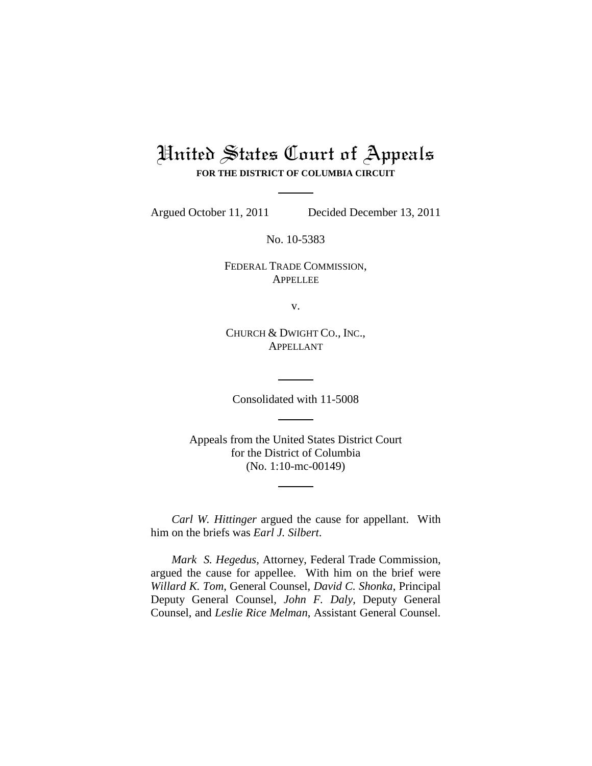# United States Court of Appeals

**FOR THE DISTRICT OF COLUMBIA CIRCUIT**

Argued October 11, 2011 Decided December 13, 2011

No. 10-5383

FEDERAL TRADE COMMISSION,
APPELLEE

v.

CHURCH & DWIGHT CO., INC.,
APPELLANT

Consolidated with 11-5008

Appeals from the United States District Court
for the District of Columbia
(No. 1:10-mc-00149)

*Carl W. Hittinger* argued the cause for appellant. With him on the briefs was *Earl J. Silbert*.

*Mark S. Hegedus*, Attorney, Federal Trade Commission, argued the cause for appellee. With him on the brief were *Willard K. Tom*, General Counsel, *David C. Shonka*, Principal Deputy General Counsel, *John F. Daly*, Deputy General Counsel, and *Leslie Rice Melman*, Assistant General Counsel.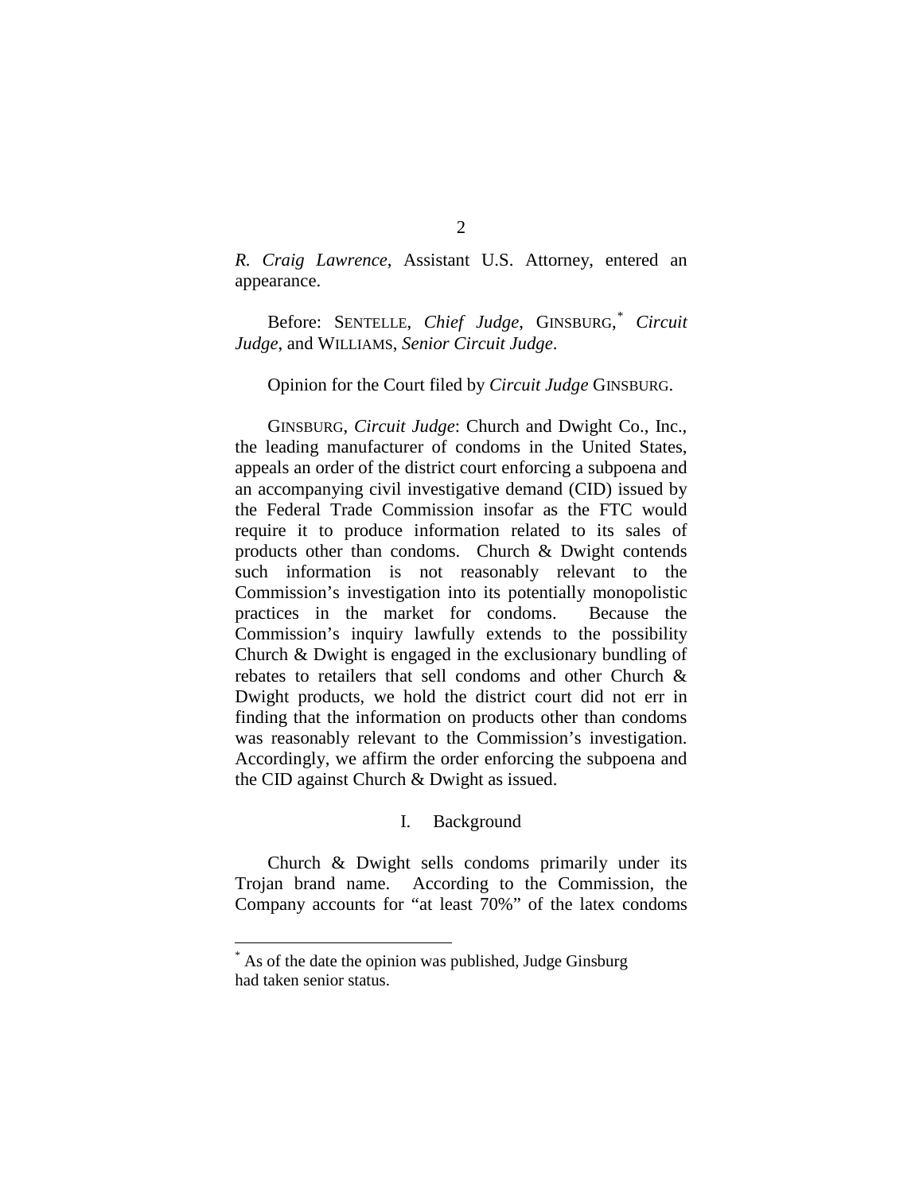*R. Craig Lawrence*, Assistant U.S. Attorney, entered an appearance.

Before: SENTELLE, *Chief Judge*, GINSBURG,[*] *Circuit Judge*, and WILLIAMS, *Senior Circuit Judge*.

Opinion for the Court filed by *Circuit Judge* GINSBURG.

GINSBURG, *Circuit Judge*: Church and Dwight Co., Inc., the leading manufacturer of condoms in the United States, appeals an order of the district court enforcing a subpoena and an accompanying civil investigative demand (CID) issued by the Federal Trade Commission insofar as the FTC would require it to produce information related to its sales of products other than condoms. Church & Dwight contends such information is not reasonably relevant to the Commission's investigation into its potentially monopolistic practices in the market for condoms. Because the Commission's inquiry lawfully extends to the possibility Church & Dwight is engaged in the exclusionary bundling of rebates to retailers that sell condoms and other Church & Dwight products, we hold the district court did not err in finding that the information on products other than condoms was reasonably relevant to the Commission's investigation. Accordingly, we affirm the order enforcing the subpoena and the CID against Church & Dwight as issued.

## I. Background

Church & Dwight sells condoms primarily under its Trojan brand name. According to the Commission, the Company accounts for "at least 70%" of the latex condoms

---

[*] As of the date the opinion was published, Judge Ginsburg had taken senior status.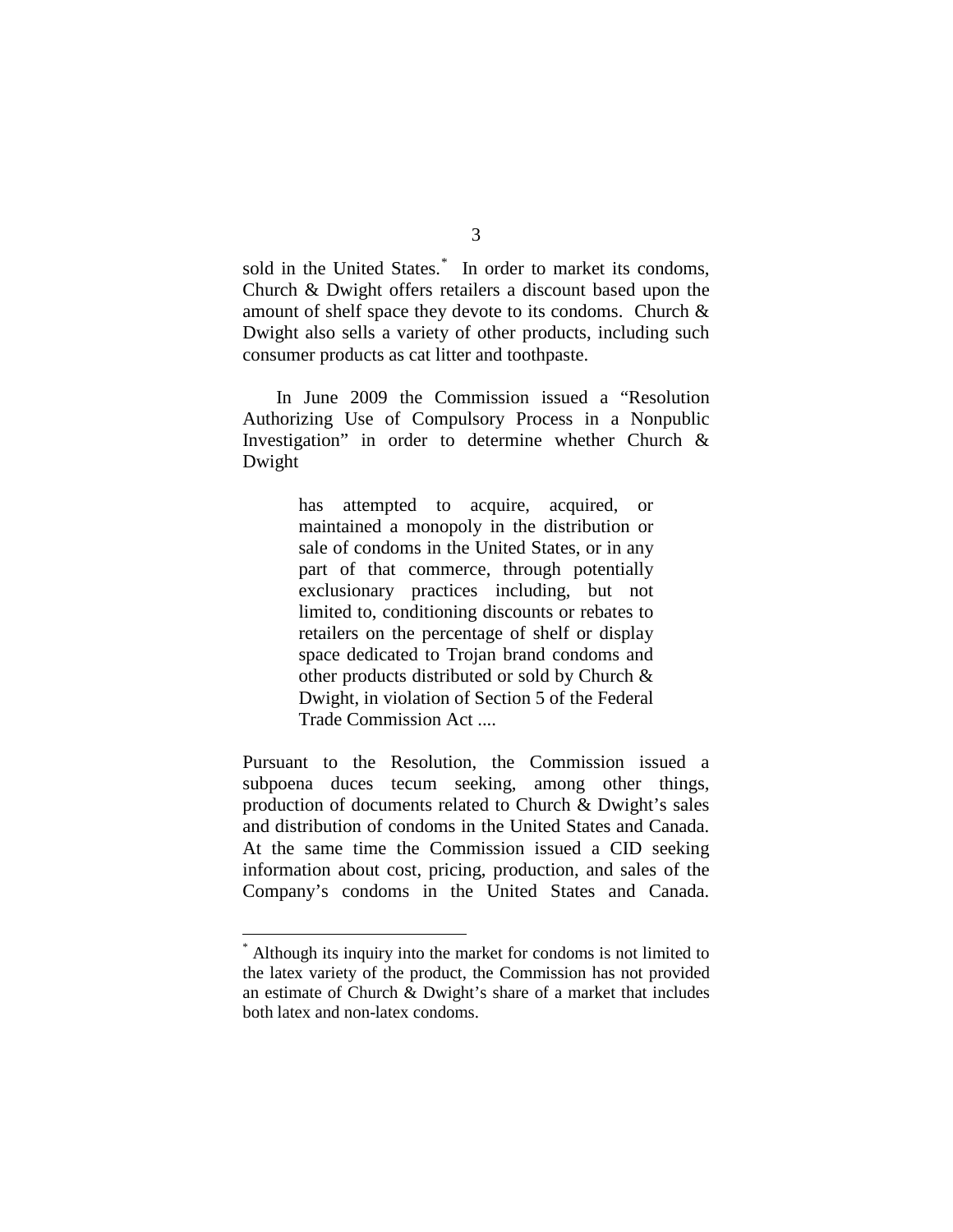sold in the United States.[*] In order to market its condoms, Church & Dwight offers retailers a discount based upon the amount of shelf space they devote to its condoms. Church & Dwight also sells a variety of other products, including such consumer products as cat litter and toothpaste.

In June 2009 the Commission issued a "Resolution Authorizing Use of Compulsory Process in a Nonpublic Investigation" in order to determine whether Church & Dwight

> has attempted to acquire, acquired, or maintained a monopoly in the distribution or sale of condoms in the United States, or in any part of that commerce, through potentially exclusionary practices including, but not limited to, conditioning discounts or rebates to retailers on the percentage of shelf or display space dedicated to Trojan brand condoms and other products distributed or sold by Church & Dwight, in violation of Section 5 of the Federal Trade Commission Act ....

Pursuant to the Resolution, the Commission issued a subpoena duces tecum seeking, among other things, production of documents related to Church & Dwight's sales and distribution of condoms in the United States and Canada. At the same time the Commission issued a CID seeking information about cost, pricing, production, and sales of the Company's condoms in the United States and Canada.

---

[*] Although its inquiry into the market for condoms is not limited to the latex variety of the product, the Commission has not provided an estimate of Church & Dwight's share of a market that includes both latex and non-latex condoms.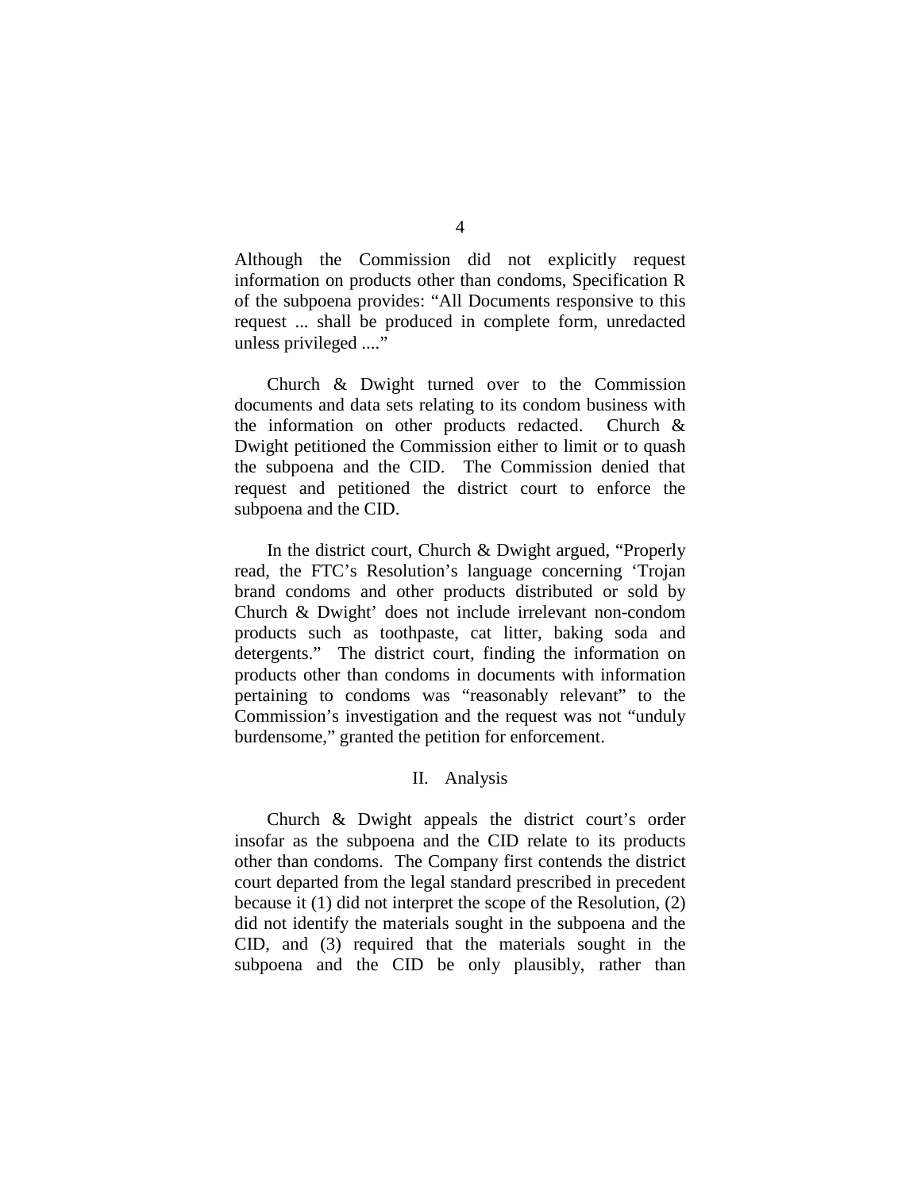Although the Commission did not explicitly request information on products other than condoms, Specification R of the subpoena provides: "All Documents responsive to this request ... shall be produced in complete form, unredacted unless privileged ...."

Church & Dwight turned over to the Commission documents and data sets relating to its condom business with the information on other products redacted. Church & Dwight petitioned the Commission either to limit or to quash the subpoena and the CID. The Commission denied that request and petitioned the district court to enforce the subpoena and the CID.

In the district court, Church & Dwight argued, "Properly read, the FTC's Resolution's language concerning 'Trojan brand condoms and other products distributed or sold by Church & Dwight' does not include irrelevant non-condom products such as toothpaste, cat litter, baking soda and detergents." The district court, finding the information on products other than condoms in documents with information pertaining to condoms was "reasonably relevant" to the Commission's investigation and the request was not "unduly burdensome," granted the petition for enforcement.

## II. Analysis

Church & Dwight appeals the district court's order insofar as the subpoena and the CID relate to its products other than condoms. The Company first contends the district court departed from the legal standard prescribed in precedent because it (1) did not interpret the scope of the Resolution, (2) did not identify the materials sought in the subpoena and the CID, and (3) required that the materials sought in the subpoena and the CID be only plausibly, rather than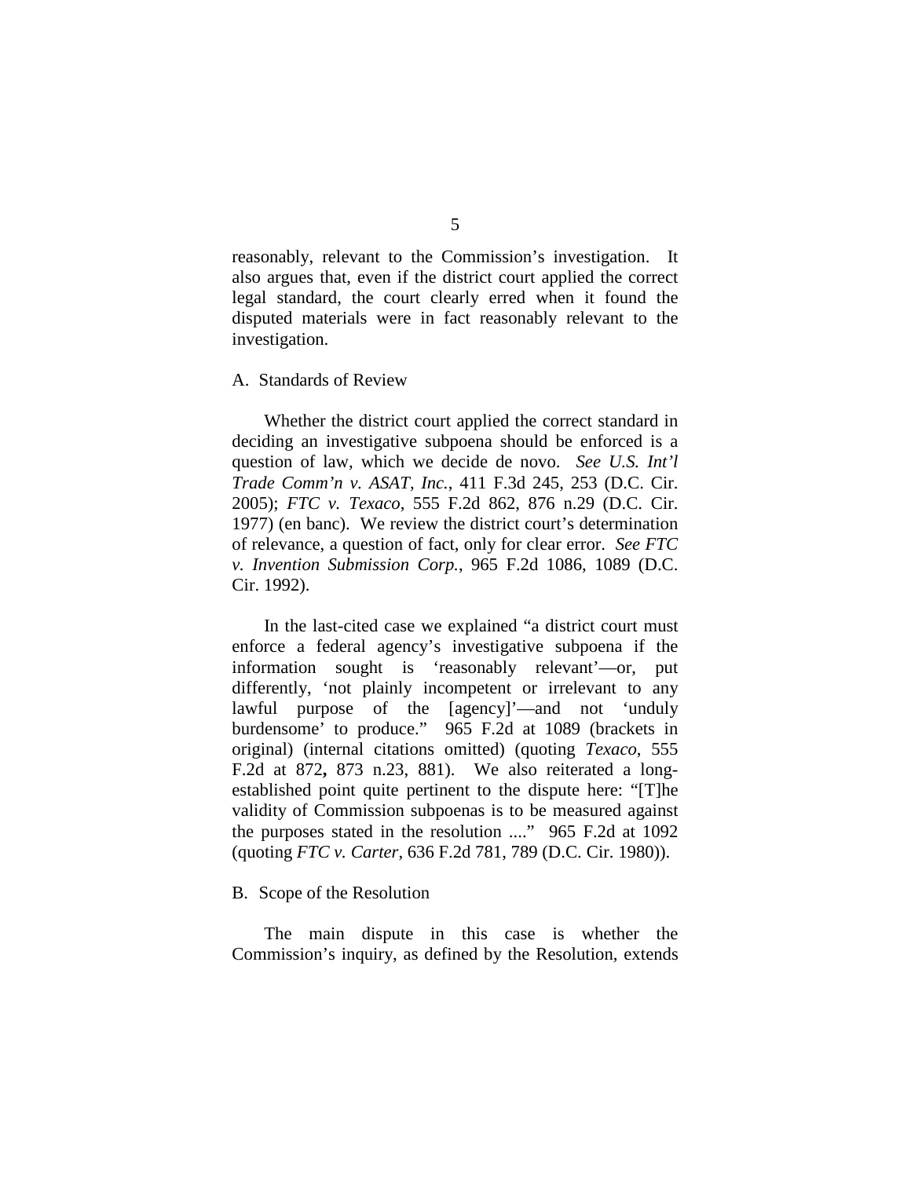reasonably, relevant to the Commission's investigation. It also argues that, even if the district court applied the correct legal standard, the court clearly erred when it found the disputed materials were in fact reasonably relevant to the investigation.

A. Standards of Review

Whether the district court applied the correct standard in deciding an investigative subpoena should be enforced is a question of law, which we decide de novo. *See U.S. Int'l Trade Comm'n v. ASAT, Inc.*, 411 F.3d 245, 253 (D.C. Cir. 2005); *FTC v. Texaco*, 555 F.2d 862, 876 n.29 (D.C. Cir. 1977) (en banc). We review the district court's determination of relevance, a question of fact, only for clear error. *See FTC v. Invention Submission Corp.*, 965 F.2d 1086, 1089 (D.C. Cir. 1992).

In the last-cited case we explained "a district court must enforce a federal agency's investigative subpoena if the information sought is 'reasonably relevant'—or, put differently, 'not plainly incompetent or irrelevant to any lawful purpose of the [agency]'—and not 'unduly burdensome' to produce." 965 F.2d at 1089 (brackets in original) (internal citations omitted) (quoting *Texaco*, 555 F.2d at 872**,** 873 n.23, 881). We also reiterated a long-established point quite pertinent to the dispute here: "[T]he validity of Commission subpoenas is to be measured against the purposes stated in the resolution ...." 965 F.2d at 1092 (quoting *FTC v. Carter*, 636 F.2d 781, 789 (D.C. Cir. 1980)).

B. Scope of the Resolution

The main dispute in this case is whether the Commission's inquiry, as defined by the Resolution, extends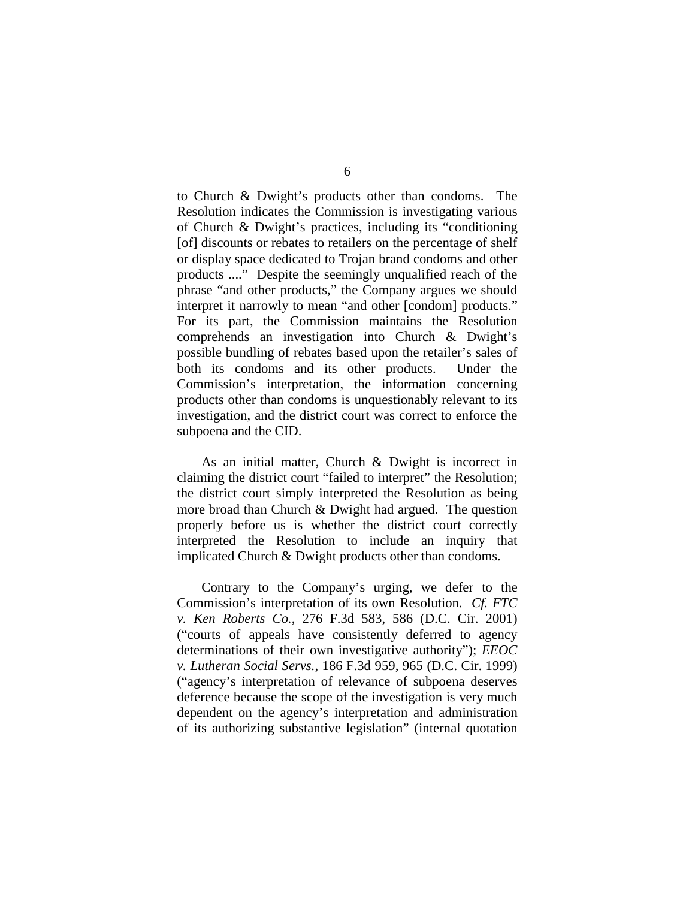to Church & Dwight's products other than condoms. The Resolution indicates the Commission is investigating various of Church & Dwight's practices, including its "conditioning [of] discounts or rebates to retailers on the percentage of shelf or display space dedicated to Trojan brand condoms and other products ...." Despite the seemingly unqualified reach of the phrase "and other products," the Company argues we should interpret it narrowly to mean "and other [condom] products." For its part, the Commission maintains the Resolution comprehends an investigation into Church & Dwight's possible bundling of rebates based upon the retailer's sales of both its condoms and its other products. Under the Commission's interpretation, the information concerning products other than condoms is unquestionably relevant to its investigation, and the district court was correct to enforce the subpoena and the CID.

As an initial matter, Church & Dwight is incorrect in claiming the district court "failed to interpret" the Resolution; the district court simply interpreted the Resolution as being more broad than Church & Dwight had argued. The question properly before us is whether the district court correctly interpreted the Resolution to include an inquiry that implicated Church & Dwight products other than condoms.

Contrary to the Company's urging, we defer to the Commission's interpretation of its own Resolution. *Cf. FTC v. Ken Roberts Co.*, 276 F.3d 583, 586 (D.C. Cir. 2001) ("courts of appeals have consistently deferred to agency determinations of their own investigative authority"); *EEOC v. Lutheran Social Servs.*, 186 F.3d 959, 965 (D.C. Cir. 1999) ("agency's interpretation of relevance of subpoena deserves deference because the scope of the investigation is very much dependent on the agency's interpretation and administration of its authorizing substantive legislation" (internal quotation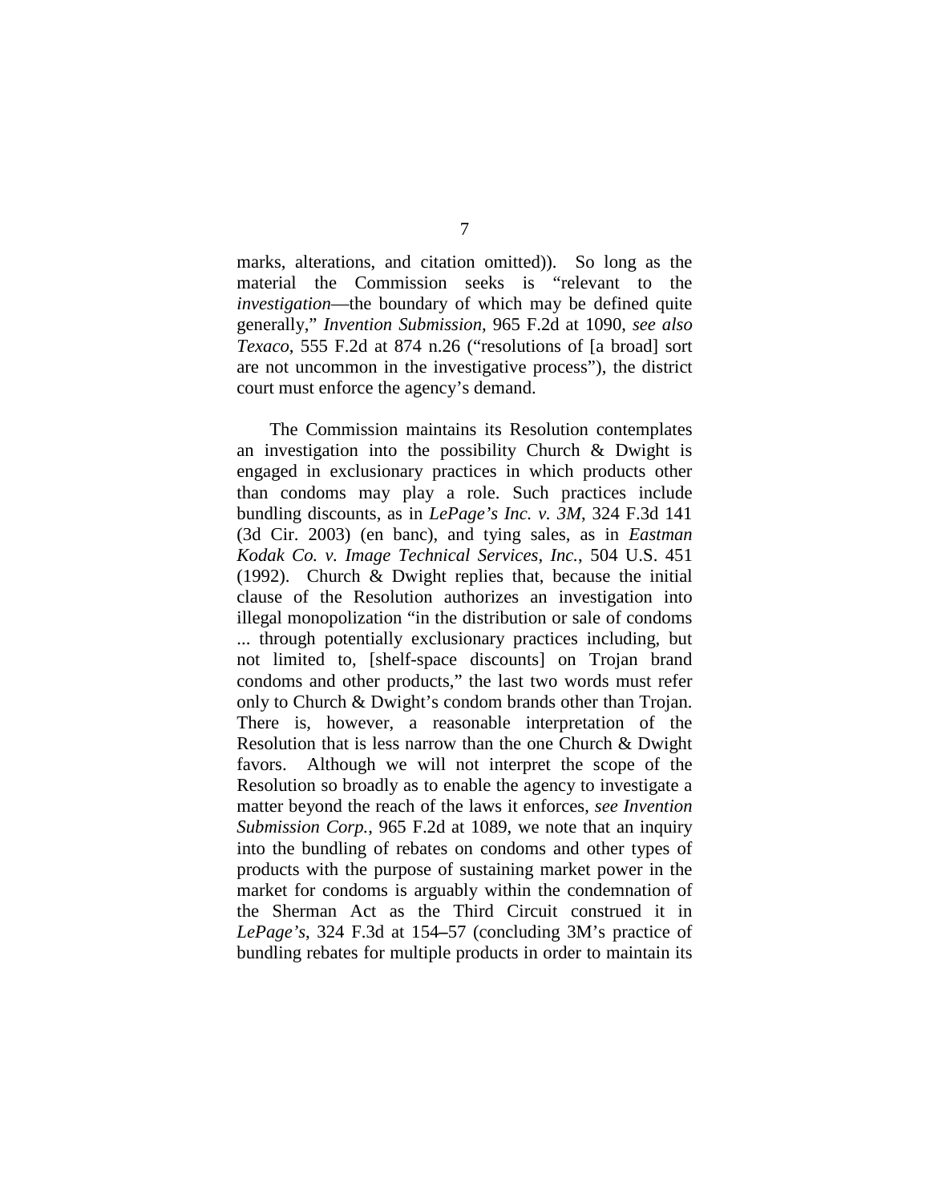marks, alterations, and citation omitted)). So long as the material the Commission seeks is "relevant to the *investigation*—the boundary of which may be defined quite generally," *Invention Submission*, 965 F.2d at 1090, *see also Texaco*, 555 F.2d at 874 n.26 ("resolutions of [a broad] sort are not uncommon in the investigative process"), the district court must enforce the agency's demand.

The Commission maintains its Resolution contemplates an investigation into the possibility Church & Dwight is engaged in exclusionary practices in which products other than condoms may play a role. Such practices include bundling discounts, as in *LePage's Inc. v. 3M*, 324 F.3d 141 (3d Cir. 2003) (en banc), and tying sales, as in *Eastman Kodak Co. v. Image Technical Services, Inc.*, 504 U.S. 451 (1992). Church & Dwight replies that, because the initial clause of the Resolution authorizes an investigation into illegal monopolization "in the distribution or sale of condoms ... through potentially exclusionary practices including, but not limited to, [shelf-space discounts] on Trojan brand condoms and other products," the last two words must refer only to Church & Dwight's condom brands other than Trojan. There is, however, a reasonable interpretation of the Resolution that is less narrow than the one Church & Dwight favors. Although we will not interpret the scope of the Resolution so broadly as to enable the agency to investigate a matter beyond the reach of the laws it enforces, *see Invention Submission Corp.*, 965 F.2d at 1089, we note that an inquiry into the bundling of rebates on condoms and other types of products with the purpose of sustaining market power in the market for condoms is arguably within the condemnation of the Sherman Act as the Third Circuit construed it in *LePage's*, 324 F.3d at 154–57 (concluding 3M's practice of bundling rebates for multiple products in order to maintain its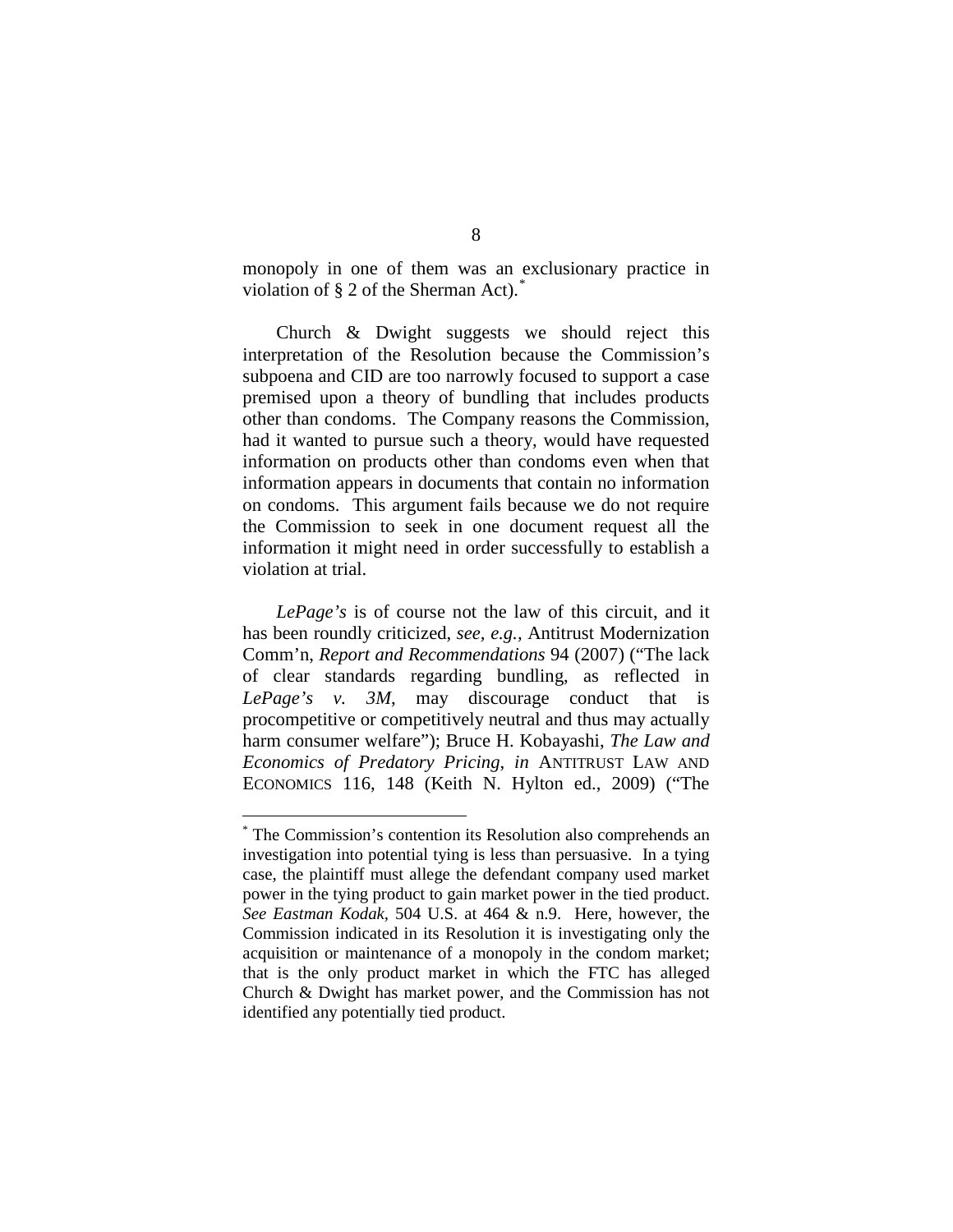monopoly in one of them was an exclusionary practice in violation of § 2 of the Sherman Act).*

Church & Dwight suggests we should reject this interpretation of the Resolution because the Commission's subpoena and CID are too narrowly focused to support a case premised upon a theory of bundling that includes products other than condoms. The Company reasons the Commission, had it wanted to pursue such a theory, would have requested information on products other than condoms even when that information appears in documents that contain no information on condoms. This argument fails because we do not require the Commission to seek in one document request all the information it might need in order successfully to establish a violation at trial.

*LePage's* is of course not the law of this circuit, and it has been roundly criticized, *see, e.g.*, Antitrust Modernization Comm'n, *Report and Recommendations* 94 (2007) ("The lack of clear standards regarding bundling, as reflected in *LePage's v. 3M*, may discourage conduct that is procompetitive or competitively neutral and thus may actually harm consumer welfare"); Bruce H. Kobayashi, *The Law and Economics of Predatory Pricing*, *in* ANTITRUST LAW AND ECONOMICS 116, 148 (Keith N. Hylton ed., 2009) ("The

---

* The Commission's contention its Resolution also comprehends an investigation into potential tying is less than persuasive. In a tying case, the plaintiff must allege the defendant company used market power in the tying product to gain market power in the tied product. *See Eastman Kodak*, 504 U.S. at 464 & n.9. Here, however, the Commission indicated in its Resolution it is investigating only the acquisition or maintenance of a monopoly in the condom market; that is the only product market in which the FTC has alleged Church & Dwight has market power, and the Commission has not identified any potentially tied product.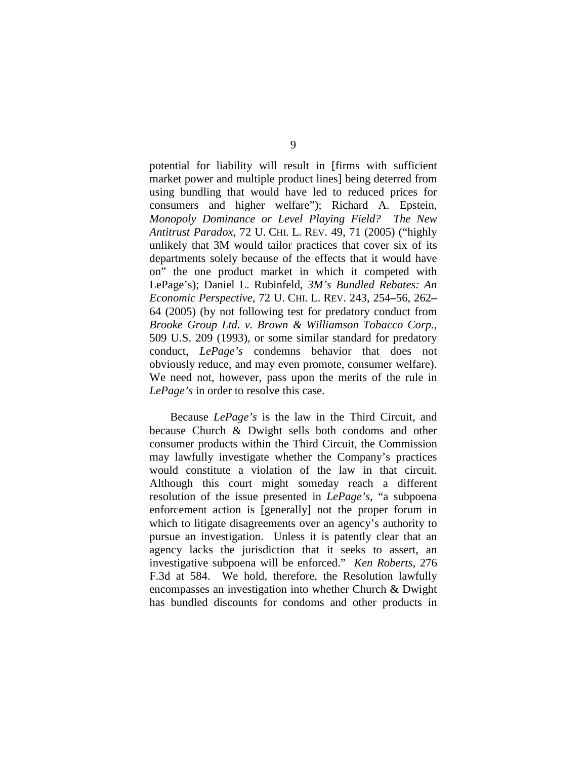potential for liability will result in [firms with sufficient market power and multiple product lines] being deterred from using bundling that would have led to reduced prices for consumers and higher welfare"); Richard A. Epstein, *Monopoly Dominance or Level Playing Field? The New Antitrust Paradox*, 72 U. CHI. L. REV. 49, 71 (2005) ("highly unlikely that 3M would tailor practices that cover six of its departments solely because of the effects that it would have on" the one product market in which it competed with LePage's); Daniel L. Rubinfeld, *3M's Bundled Rebates: An Economic Perspective*, 72 U. CHI. L. REV. 243, 254–56, 262–64 (2005) (by not following test for predatory conduct from *Brooke Group Ltd. v. Brown & Williamson Tobacco Corp.*, 509 U.S. 209 (1993), or some similar standard for predatory conduct, *LePage's* condemns behavior that does not obviously reduce, and may even promote, consumer welfare). We need not, however, pass upon the merits of the rule in *LePage's* in order to resolve this case.

Because *LePage's* is the law in the Third Circuit, and because Church & Dwight sells both condoms and other consumer products within the Third Circuit, the Commission may lawfully investigate whether the Company's practices would constitute a violation of the law in that circuit. Although this court might someday reach a different resolution of the issue presented in *LePage's*, "a subpoena enforcement action is [generally] not the proper forum in which to litigate disagreements over an agency's authority to pursue an investigation. Unless it is patently clear that an agency lacks the jurisdiction that it seeks to assert, an investigative subpoena will be enforced." *Ken Roberts*, 276 F.3d at 584. We hold, therefore, the Resolution lawfully encompasses an investigation into whether Church & Dwight has bundled discounts for condoms and other products in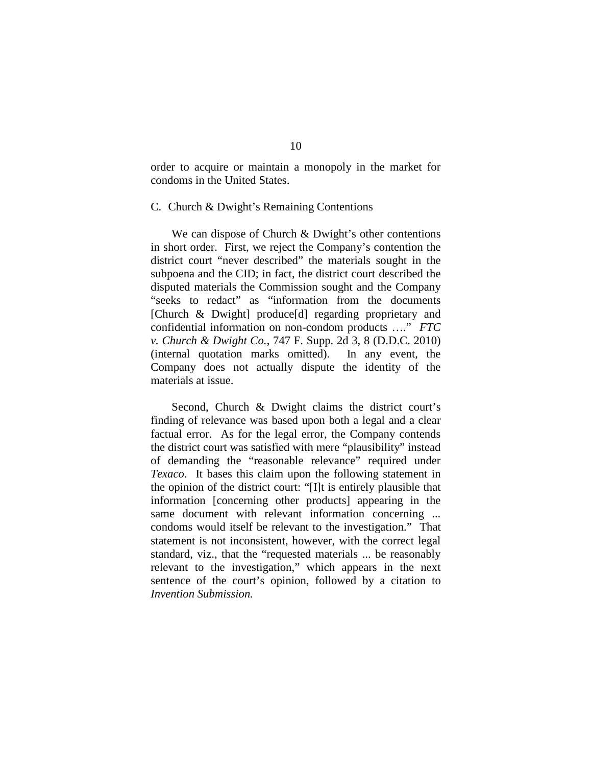order to acquire or maintain a monopoly in the market for condoms in the United States.

### C. Church & Dwight's Remaining Contentions

We can dispose of Church & Dwight's other contentions in short order. First, we reject the Company's contention the district court "never described" the materials sought in the subpoena and the CID; in fact, the district court described the disputed materials the Commission sought and the Company "seeks to redact" as "information from the documents [Church & Dwight] produce[d] regarding proprietary and confidential information on non-condom products …." *FTC v. Church & Dwight Co.*, 747 F. Supp. 2d 3, 8 (D.D.C. 2010) (internal quotation marks omitted). In any event, the Company does not actually dispute the identity of the materials at issue.

Second, Church & Dwight claims the district court's finding of relevance was based upon both a legal and a clear factual error. As for the legal error, the Company contends the district court was satisfied with mere "plausibility" instead of demanding the "reasonable relevance" required under *Texaco*. It bases this claim upon the following statement in the opinion of the district court: "[I]t is entirely plausible that information [concerning other products] appearing in the same document with relevant information concerning ... condoms would itself be relevant to the investigation." That statement is not inconsistent, however, with the correct legal standard, viz., that the "requested materials ... be reasonably relevant to the investigation," which appears in the next sentence of the court's opinion, followed by a citation to *Invention Submission.*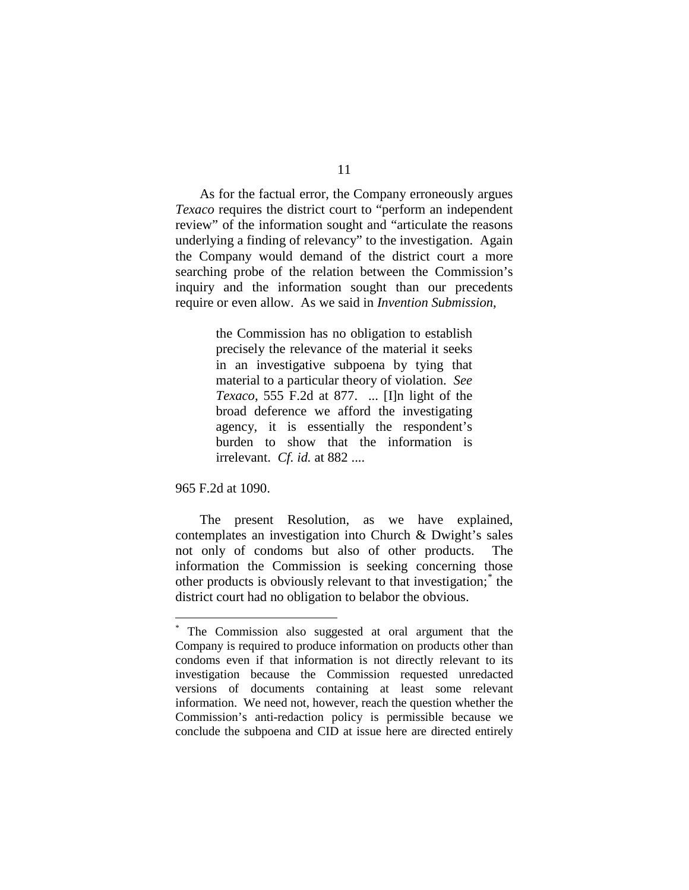As for the factual error, the Company erroneously argues *Texaco* requires the district court to "perform an independent review" of the information sought and "articulate the reasons underlying a finding of relevancy" to the investigation. Again the Company would demand of the district court a more searching probe of the relation between the Commission's inquiry and the information sought than our precedents require or even allow. As we said in *Invention Submission*,

> the Commission has no obligation to establish precisely the relevance of the material it seeks in an investigative subpoena by tying that material to a particular theory of violation. *See Texaco*, 555 F.2d at 877. ... [I]n light of the broad deference we afford the investigating agency, it is essentially the respondent's burden to show that the information is irrelevant. *Cf. id.* at 882 ....

965 F.2d at 1090.

The present Resolution, as we have explained, contemplates an investigation into Church & Dwight's sales not only of condoms but also of other products. The information the Commission is seeking concerning those other products is obviously relevant to that investigation;[*] the district court had no obligation to belabor the obvious.

---

[*] The Commission also suggested at oral argument that the Company is required to produce information on products other than condoms even if that information is not directly relevant to its investigation because the Commission requested unredacted versions of documents containing at least some relevant information. We need not, however, reach the question whether the Commission's anti-redaction policy is permissible because we conclude the subpoena and CID at issue here are directed entirely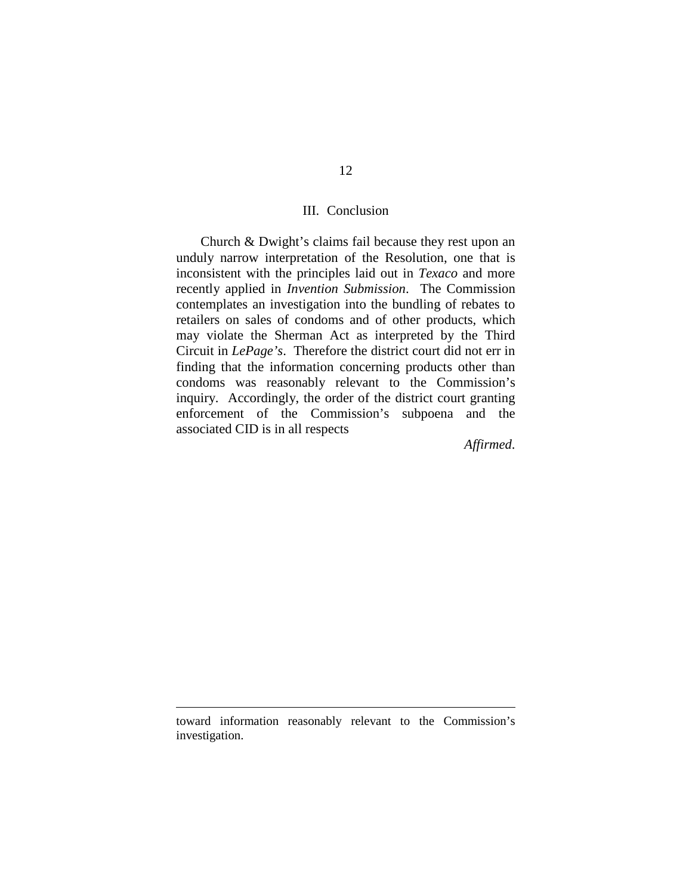## III. Conclusion

Church & Dwight's claims fail because they rest upon an unduly narrow interpretation of the Resolution, one that is inconsistent with the principles laid out in *Texaco* and more recently applied in *Invention Submission*. The Commission contemplates an investigation into the bundling of rebates to retailers on sales of condoms and of other products, which may violate the Sherman Act as interpreted by the Third Circuit in *LePage's*. Therefore the district court did not err in finding that the information concerning products other than condoms was reasonably relevant to the Commission's inquiry. Accordingly, the order of the district court granting enforcement of the Commission's subpoena and the associated CID is in all respects

*Affirmed*.

---

toward information reasonably relevant to the Commission's investigation.